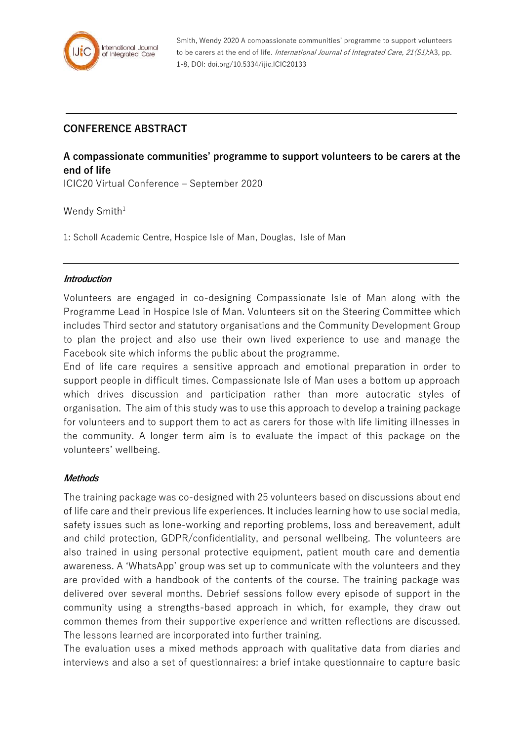Smith, Wendy 2020 A compassionate communities' programme to support volunteers to be carers at the end of life. *International Journal of Integrated Care, 21(S1)*:A3, pp. 1-8, DOI: doi.org/10.5334/ijic.ICIC20133

---

## CONFERENCE ABSTRACT

### A compassionate communities' programme to support volunteers to be carers at the end of life

ICIC20 Virtual Conference – September 2020

Wendy Smith[1]

1: Scholl Academic Centre, Hospice Isle of Man, Douglas, Isle of Man

---

***Introduction***

Volunteers are engaged in co-designing Compassionate Isle of Man along with the Programme Lead in Hospice Isle of Man. Volunteers sit on the Steering Committee which includes Third sector and statutory organisations and the Community Development Group to plan the project and also use their own lived experience to use and manage the Facebook site which informs the public about the programme.

End of life care requires a sensitive approach and emotional preparation in order to support people in difficult times. Compassionate Isle of Man uses a bottom up approach which drives discussion and participation rather than more autocratic styles of organisation. The aim of this study was to use this approach to develop a training package for volunteers and to support them to act as carers for those with life limiting illnesses in the community. A longer term aim is to evaluate the impact of this package on the volunteers' wellbeing.

***Methods***

The training package was co-designed with 25 volunteers based on discussions about end of life care and their previous life experiences. It includes learning how to use social media, safety issues such as lone-working and reporting problems, loss and bereavement, adult and child protection, GDPR/confidentiality, and personal wellbeing. The volunteers are also trained in using personal protective equipment, patient mouth care and dementia awareness. A 'WhatsApp' group was set up to communicate with the volunteers and they are provided with a handbook of the contents of the course. The training package was delivered over several months. Debrief sessions follow every episode of support in the community using a strengths-based approach in which, for example, they draw out common themes from their supportive experience and written reflections are discussed. The lessons learned are incorporated into further training.

The evaluation uses a mixed methods approach with qualitative data from diaries and interviews and also a set of questionnaires: a brief intake questionnaire to capture basic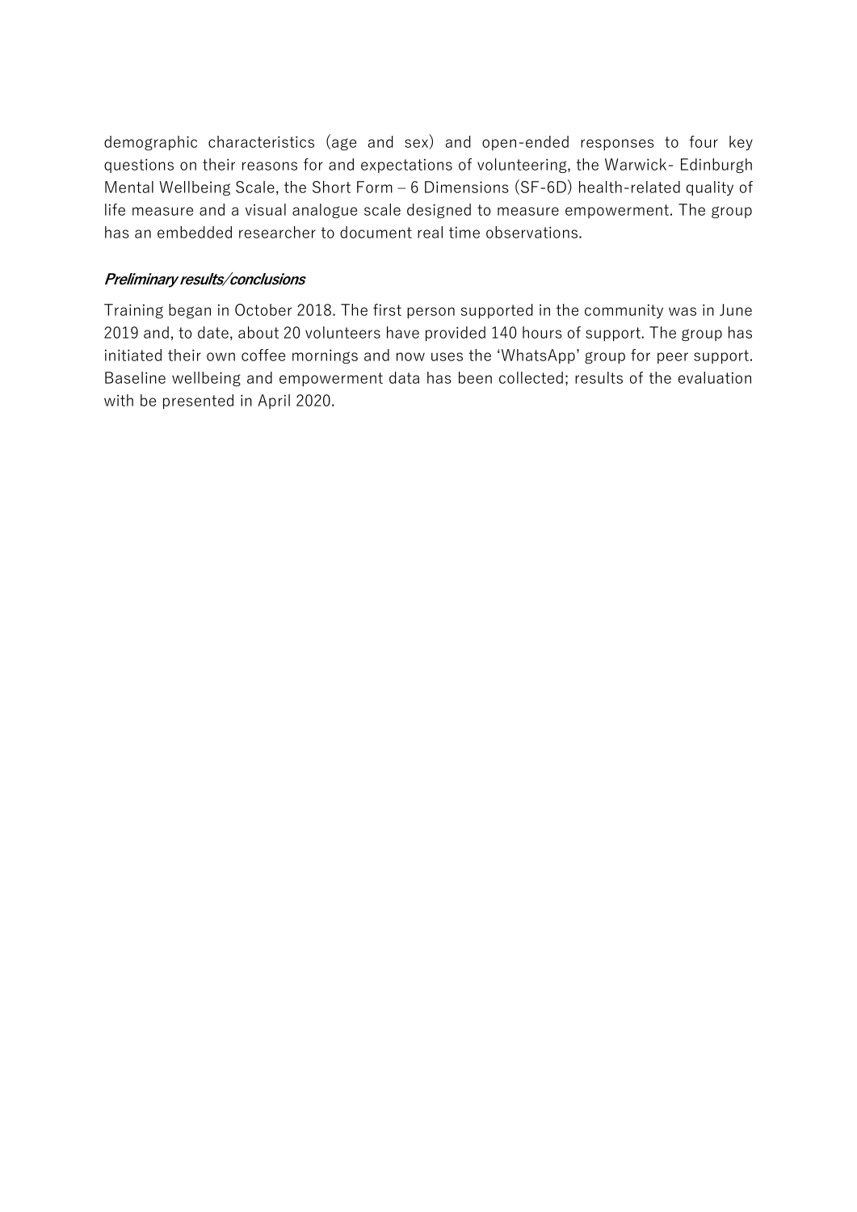demographic characteristics (age and sex) and open-ended responses to four key questions on their reasons for and expectations of volunteering, the Warwick- Edinburgh Mental Wellbeing Scale, the Short Form – 6 Dimensions (SF-6D) health-related quality of life measure and a visual analogue scale designed to measure empowerment. The group has an embedded researcher to document real time observations.

***Preliminary results/conclusions***

Training began in October 2018. The first person supported in the community was in June 2019 and, to date, about 20 volunteers have provided 140 hours of support. The group has initiated their own coffee mornings and now uses the 'WhatsApp' group for peer support. Baseline wellbeing and empowerment data has been collected; results of the evaluation with be presented in April 2020.